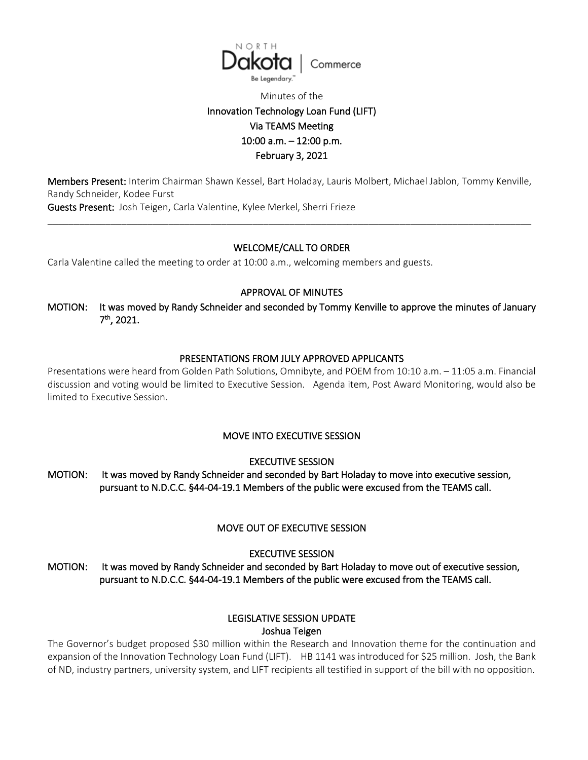NORTH Dakota | Commerce
Be Legendary.™

Minutes of the

**Innovation Technology Loan Fund (LIFT)**
**Via TEAMS Meeting**
**10:00 a.m. – 12:00 p.m.**
**February 3, 2021**

**Members Present:** Interim Chairman Shawn Kessel, Bart Holaday, Lauris Molbert, Michael Jablon, Tommy Kenville, Randy Schneider, Kodee Furst
**Guests Present:** Josh Teigen, Carla Valentine, Kylee Merkel, Sherri Frieze

---

## WELCOME/CALL TO ORDER

Carla Valentine called the meeting to order at 10:00 a.m., welcoming members and guests.

## APPROVAL OF MINUTES

**MOTION: It was moved by Randy Schneider and seconded by Tommy Kenville to approve the minutes of January 7th, 2021.**

## PRESENTATIONS FROM JULY APPROVED APPLICANTS

Presentations were heard from Golden Path Solutions, Omnibyte, and POEM from 10:10 a.m. – 11:05 a.m. Financial discussion and voting would be limited to Executive Session. Agenda item, Post Award Monitoring, would also be limited to Executive Session.

## MOVE INTO EXECUTIVE SESSION

## EXECUTIVE SESSION

**MOTION: It was moved by Randy Schneider and seconded by Bart Holaday to move into executive session, pursuant to N.D.C.C. §44-04-19.1 Members of the public were excused from the TEAMS call.**

## MOVE OUT OF EXECUTIVE SESSION

## EXECUTIVE SESSION

**MOTION: It was moved by Randy Schneider and seconded by Bart Holaday to move out of executive session, pursuant to N.D.C.C. §44-04-19.1 Members of the public were excused from the TEAMS call.**

## LEGISLATIVE SESSION UPDATE

### Joshua Teigen

The Governor's budget proposed $30 million within the Research and Innovation theme for the continuation and expansion of the Innovation Technology Loan Fund (LIFT). HB 1141 was introduced for $25 million. Josh, the Bank of ND, industry partners, university system, and LIFT recipients all testified in support of the bill with no opposition.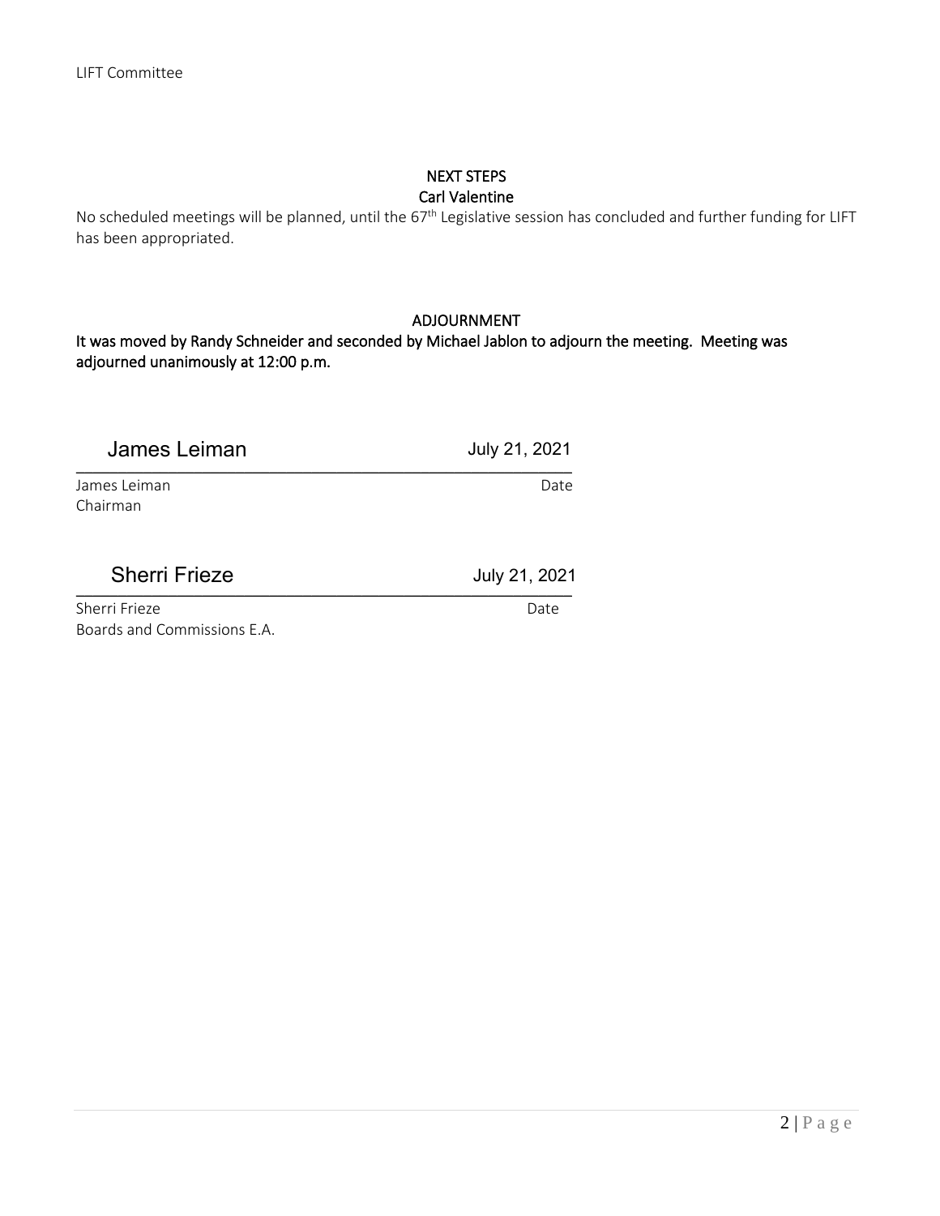## NEXT STEPS

**Carl Valentine**

No scheduled meetings will be planned, until the 67th Legislative session has concluded and further funding for LIFT has been appropriated.

## ADJOURNMENT

**It was moved by Randy Schneider and seconded by Michael Jablon to adjourn the meeting. Meeting was adjourned unanimously at 12:00 p.m.**

James Leiman — July 21, 2021

James Leiman — Date
Chairman

Sherri Frieze — July 21, 2021

Sherri Frieze — Date
Boards and Commissions E.A.